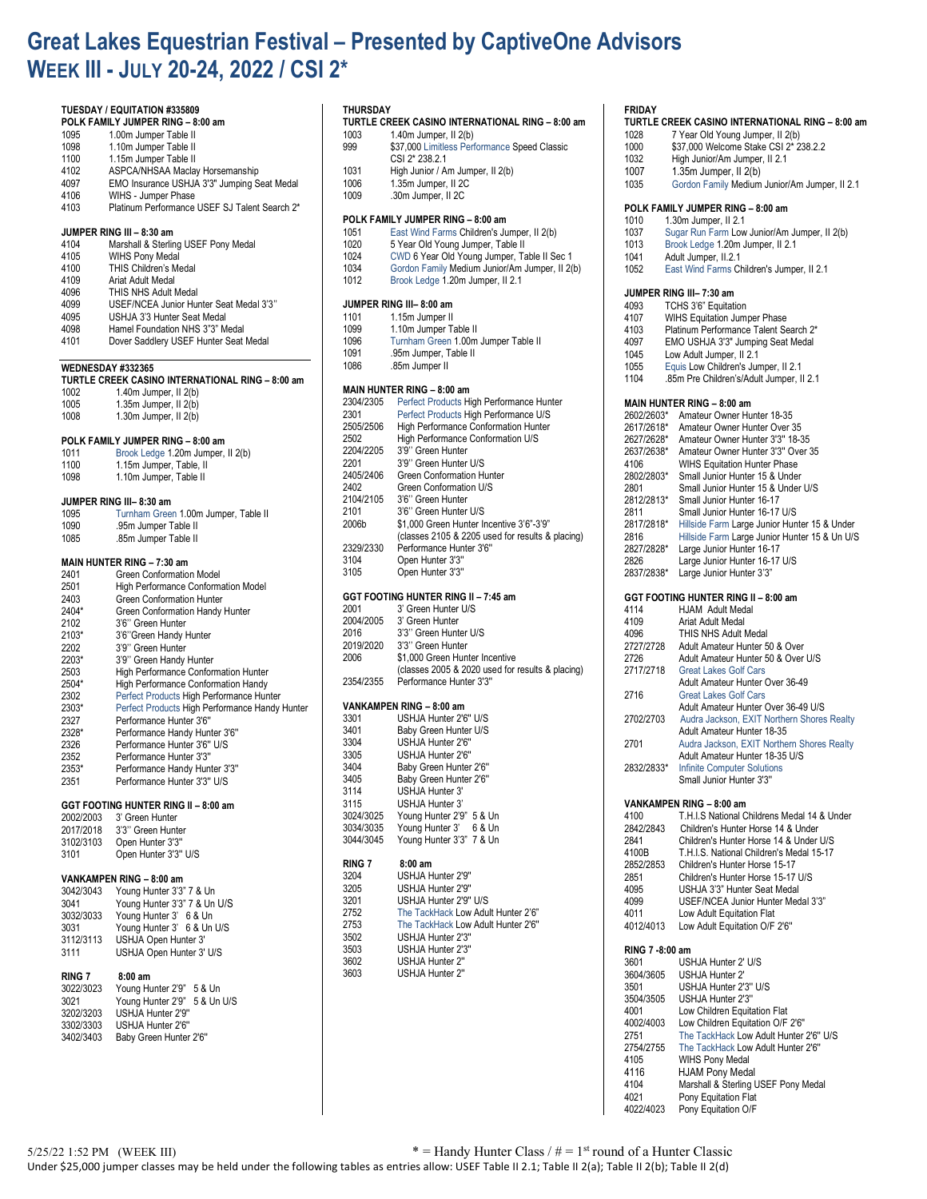# Great Lakes Equestrian Festival – Presented by CaptiveOne Advisors
# WEEK III - JULY 20-24, 2022 / CSI 2*

## TUESDAY / EQUITATION #335809

### POLK FAMILY JUMPER RING – 8:00 am

| | |
|---|---|
| 1095 | 1.00m Jumper Table II |
| 1098 | 1.10m Jumper Table II |
| 1100 | 1.15m Jumper Table II |
| 4102 | ASPCA/NHSAA Maclay Horsemanship |
| 4097 | EMO Insurance USHJA 3'3" Jumping Seat Medal |
| 4106 | WIHS - Jumper Phase |
| 4103 | Platinum Performance USEF SJ Talent Search 2* |

### JUMPER RING III – 8:30 am

| | |
|---|---|
| 4104 | Marshall & Sterling USEF Pony Medal |
| 4105 | WIHS Pony Medal |
| 4100 | THIS Children's Medal |
| 4109 | Ariat Adult Medal |
| 4096 | THIS NHS Adult Medal |
| 4099 | USEF/NCEA Junior Hunter Seat Medal 3'3" |
| 4095 | USHJA 3'3 Hunter Seat Medal |
| 4098 | Hamel Foundation NHS 3"3" Medal |
| 4101 | Dover Saddlery USEF Hunter Seat Medal |

## WEDNESDAY #332365

### TURTLE CREEK CASINO INTERNATIONAL RING – 8:00 am

| | |
|---|---|
| 1002 | 1.40m Jumper, II 2(b) |
| 1005 | 1.35m Jumper, II 2(b) |
| 1008 | 1.30m Jumper, II 2(b) |

### POLK FAMILY JUMPER RING – 8:00 am

| | |
|---|---|
| 1011 | Brook Ledge 1.20m Jumper, II 2(b) |
| 1100 | 1.15m Jumper, Table, II |
| 1098 | 1.10m Jumper, Table II |

### JUMPER RING III– 8:30 am

| | |
|---|---|
| 1095 | Turnham Green 1.00m Jumper, Table II |
| 1090 | .95m Jumper Table II |
| 1085 | .85m Jumper Table II |

### MAIN HUNTER RING – 7:30 am

| | |
|---|---|
| 2401 | Green Conformation Model |
| 2501 | High Performance Conformation Model |
| 2403 | Green Conformation Hunter |
| 2404* | Green Conformation Handy Hunter |
| 2102 | 3'6" Green Hunter |
| 2103* | 3'6"Green Handy Hunter |
| 2202 | 3'9" Green Hunter |
| 2203* | 3'9" Green Handy Hunter |
| 2503 | High Performance Conformation Hunter |
| 2504* | High Performance Conformation Handy |
| 2302 | Perfect Products High Performance Hunter |
| 2303* | Perfect Products High Performance Handy Hunter |
| 2327 | Performance Hunter 3'6" |
| 2328* | Performance Handy Hunter 3'6" |
| 2326 | Performance Hunter 3'6" U/S |
| 2352 | Performance Hunter 3'3" |
| 2353* | Performance Handy Hunter 3'3" |
| 2351 | Performance Hunter 3'3" U/S |

### GGT FOOTING HUNTER RING II – 8:00 am

| | |
|---|---|
| 2002/2003 | 3' Green Hunter |
| 2017/2018 | 3'3" Green Hunter |
| 3102/3103 | Open Hunter 3'3" |
| 3101 | Open Hunter 3'3" U/S |

### VANKAMPEN RING – 8:00 am

| | |
|---|---|
| 3042/3043 | Young Hunter 3'3" 7 & Un |
| 3041 | Young Hunter 3'3" 7 & Un U/S |
| 3032/3033 | Young Hunter 3' 6 & Un |
| 3031 | Young Hunter 3' 6 & Un U/S |
| 3112/3113 | USHJA Open Hunter 3' |
| 3111 | USHJA Open Hunter 3' U/S |

### RING 7 8:00 am

| | |
|---|---|
| 3022/3023 | Young Hunter 2'9" 5 & Un |
| 3021 | Young Hunter 2'9" 5 & Un U/S |
| 3202/3203 | USHJA Hunter 2'9" |
| 3302/3303 | USHJA Hunter 2'6" |
| 3402/3403 | Baby Green Hunter 2'6" |

## THURSDAY

### TURTLE CREEK CASINO INTERNATIONAL RING – 8:00 am

| | |
|---|---|
| 1003 | 1.40m Jumper, II 2(b) |
| 999 | $37,000 Limitless Performance Speed Classic CSI 2* 238.2.1 |
| 1031 | High Junior / Am Jumper, II 2(b) |
| 1006 | 1.35m Jumper, II 2C |
| 1009 | .30m Jumper, II 2C |

### POLK FAMILY JUMPER RING – 8:00 am

| | |
|---|---|
| 1051 | East Wind Farms Children's Jumper, II 2(b) |
| 1020 | 5 Year Old Young Jumper, Table II |
| 1024 | CWD 6 Year Old Young Jumper, Table II Sec 1 |
| 1034 | Gordon Family Medium Junior/Am Jumper, II 2(b) |
| 1012 | Brook Ledge 1.20m Jumper, II 2.1 |

### JUMPER RING III– 8:00 am

| | |
|---|---|
| 1101 | 1.15m Jumper II |
| 1099 | 1.10m Jumper Table II |
| 1096 | Turnham Green 1.00m Jumper Table II |
| 1091 | .95m Jumper, Table II |
| 1086 | .85m Jumper II |

### MAIN HUNTER RING – 8:00 am

| | |
|---|---|
| 2304/2305 | Perfect Products High Performance Hunter |
| 2301 | Perfect Products High Performance U/S |
| 2505/2506 | High Performance Conformation Hunter |
| 2502 | High Performance Conformation U/S |
| 2204/2205 | 3'9" Green Hunter |
| 2201 | 3'9" Green Hunter U/S |
| 2405/2406 | Green Conformation Hunter |
| 2402 | Green Conformation U/S |
| 2104/2105 | 3'6" Green Hunter |
| 2101 | 3'6" Green Hunter U/S |
| 2006b | $1,000 Green Hunter Incentive 3'6"-3'9" (classes 2105 & 2205 used for results & placing) |
| 2329/2330 | Performance Hunter 3'6" |
| 3104 | Open Hunter 3'3" |
| 3105 | Open Hunter 3'3" |

### GGT FOOTING HUNTER RING II – 7:45 am

| | |
|---|---|
| 2001 | 3' Green Hunter U/S |
| 2004/2005 | 3' Green Hunter |
| 2016 | 3'3" Green Hunter U/S |
| 2019/2020 | 3'3" Green Hunter |
| 2006 | $1,000 Green Hunter Incentive (classes 2005 & 2020 used for results & placing) |
| 2354/2355 | Performance Hunter 3'3" |

### VANKAMPEN RING – 8:00 am

| | |
|---|---|
| 3301 | USHJA Hunter 2'6" U/S |
| 3401 | Baby Green Hunter U/S |
| 3304 | USHJA Hunter 2'6" |
| 3305 | USHJA Hunter 2'6" |
| 3404 | Baby Green Hunter 2'6" |
| 3405 | Baby Green Hunter 2'6" |
| 3114 | USHJA Hunter 3' |
| 3115 | USHJA Hunter 3' |
| 3024/3025 | Young Hunter 2'9" 5 & Un |
| 3034/3035 | Young Hunter 3' 6 & Un |
| 3044/3045 | Young Hunter 3'3" 7 & Un |

### RING 7 8:00 am

| | |
|---|---|
| 3204 | USHJA Hunter 2'9" |
| 3205 | USHJA Hunter 2'9" |
| 3201 | USHJA Hunter 2'9" U/S |
| 2752 | The TackHack Low Adult Hunter 2'6" |
| 2753 | The TackHack Low Adult Hunter 2'6" |
| 3502 | USHJA Hunter 2'3" |
| 3503 | USHJA Hunter 2'3" |
| 3602 | USHJA Hunter 2" |
| 3603 | USHJA Hunter 2" |

## FRIDAY

### TURTLE CREEK CASINO INTERNATIONAL RING – 8:00 am

| | |
|---|---|
| 1028 | 7 Year Old Young Jumper, II 2(b) |
| 1000 | $37,000 Welcome Stake CSI 2* 238.2.2 |
| 1032 | High Junior/Am Jumper, II 2.1 |
| 1007 | 1.35m Jumper, II 2(b) |
| 1035 | Gordon Family Medium Junior/Am Jumper, II 2.1 |

### POLK FAMILY JUMPER RING – 8:00 am

| | |
|---|---|
| 1010 | 1.30m Jumper, II 2.1 |
| 1037 | Sugar Run Farm Low Junior/Am Jumper, II 2(b) |
| 1013 | Brook Ledge 1.20m Jumper, II 2.1 |
| 1041 | Adult Jumper, II.2.1 |
| 1052 | East Wind Farms Children's Jumper, II 2.1 |

### JUMPER RING III– 7:30 am

| | |
|---|---|
| 4093 | TCHS 3'6" Equitation |
| 4107 | WIHS Equitation Jumper Phase |
| 4103 | Platinum Performance Talent Search 2* |
| 4097 | EMO USHJA 3'3" Jumping Seat Medal |
| 1045 | Low Adult Jumper, II 2.1 |
| 1055 | Equis Low Children's Jumper, II 2.1 |
| 1104 | .85m Pre Children's/Adult Jumper, II 2.1 |

### MAIN HUNTER RING – 8:00 am

| | |
|---|---|
| 2602/2603* | Amateur Owner Hunter 18-35 |
| 2617/2618* | Amateur Owner Hunter Over 35 |
| 2627/2628* | Amateur Owner Hunter 3'3" 18-35 |
| 2637/2638* | Amateur Owner Hunter 3'3" Over 35 |
| 4106 | WIHS Equitation Hunter Phase |
| 2802/2803* | Small Junior Hunter 15 & Under |
| 2801 | Small Junior Hunter 15 & Under U/S |
| 2812/2813* | Small Junior Hunter 16-17 |
| 2811 | Small Junior Hunter 16-17 U/S |
| 2817/2818* | Hillside Farm Large Junior Hunter 15 & Under |
| 2816 | Hillside Farm Large Junior Hunter 15 & Un U/S |
| 2827/2828* | Large Junior Hunter 16-17 |
| 2826 | Large Junior Hunter 16-17 U/S |
| 2837/2838* | Large Junior Hunter 3'3" |

### GGT FOOTING HUNTER RING II – 8:00 am

| | |
|---|---|
| 4114 | HJAM Adult Medal |
| 4109 | Ariat Adult Medal |
| 4096 | THIS NHS Adult Medal |
| 2727/2728 | Adult Amateur Hunter 50 & Over |
| 2726 | Adult Amateur Hunter 50 & Over U/S |
| 2717/2718 | Great Lakes Golf Cars Adult Amateur Hunter Over 36-49 |
| 2716 | Great Lakes Golf Cars Adult Amateur Hunter Over 36-49 U/S |
| 2702/2703 | Audra Jackson, EXIT Northern Shores Realty Adult Amateur Hunter 18-35 |
| 2701 | Audra Jackson, EXIT Northern Shores Realty Adult Amateur Hunter 18-35 U/S |
| 2832/2833* | Infinite Computer Solutions Small Junior Hunter 3'3" |

### VANKAMPEN RING – 8:00 am

| | |
|---|---|
| 4100 | T.H.I.S National Childrens Medal 14 & Under |
| 2842/2843 | Children's Hunter Horse 14 & Under |
| 2841 | Children's Hunter Horse 14 & Under U/S |
| 4100B | T.H.I.S. National Children's Medal 15-17 |
| 2852/2853 | Children's Hunter Horse 15-17 |
| 2851 | Children's Hunter Horse 15-17 U/S |
| 4095 | USHJA 3'3" Hunter Seat Medal |
| 4099 | USEF/NCEA Junior Hunter Medal 3'3" |
| 4011 | Low Adult Equitation Flat |
| 4012/4013 | Low Adult Equitation O/F 2'6" |

### RING 7 -8:00 am

| | |
|---|---|
| 3601 | USHJA Hunter 2' U/S |
| 3604/3605 | USHJA Hunter 2' |
| 3501 | USHJA Hunter 2'3" U/S |
| 3504/3505 | USHJA Hunter 2'3" |
| 4001 | Low Children Equitation Flat |
| 4002/4003 | Low Children Equitation O/F 2'6" |
| 2751 | The TackHack Low Adult Hunter 2'6" U/S |
| 2754/2755 | The TackHack Low Adult Hunter 2'6" |
| 4105 | WIHS Pony Medal |
| 4116 | HJAM Pony Medal |
| 4104 | Marshall & Sterling USEF Pony Medal |
| 4021 | Pony Equitation Flat |
| 4022/4023 | Pony Equitation O/F |

5/25/22 1:52 PM (WEEK III)

* = Handy Hunter Class / # = 1st round of a Hunter Classic

Under $25,000 jumper classes may be held under the following tables as entries allow: USEF Table II 2.1; Table II 2(a); Table II 2(b); Table II 2(d)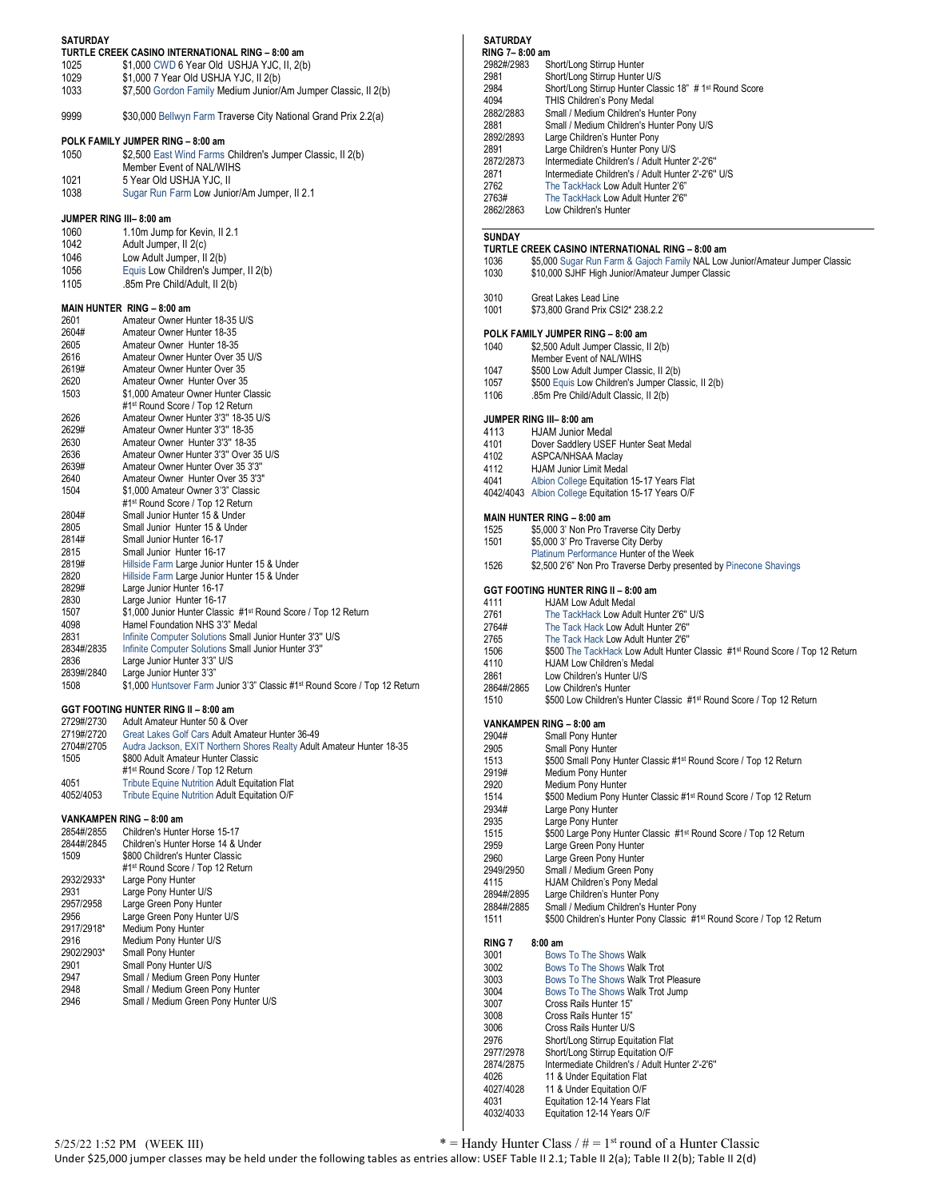**SATURDAY**

### TURTLE CREEK CASINO INTERNATIONAL RING – 8:00 am

| | |
|---|---|
| 1025 | $1,000 CWD 6 Year Old USHJA YJC, II, 2(b) |
| 1029 | $1,000 7 Year Old USHJA YJC, II 2(b) |
| 1033 | $7,500 Gordon Family Medium Junior/Am Jumper Classic, II 2(b) |
| 9999 | $30,000 Bellwyn Farm Traverse City National Grand Prix 2.2(a) |

### POLK FAMILY JUMPER RING – 8:00 am

| | |
|---|---|
| 1050 | $2,500 East Wind Farms Children's Jumper Classic, II 2(b) Member Event of NAL/WIHS |
| 1021 | 5 Year Old USHJA YJC, II |
| 1038 | Sugar Run Farm Low Junior/Am Jumper, II 2.1 |

### JUMPER RING III– 8:00 am

| | |
|---|---|
| 1060 | 1.10m Jump for Kevin, II 2.1 |
| 1042 | Adult Jumper, II 2(c) |
| 1046 | Low Adult Jumper, II 2(b) |
| 1056 | Equis Low Children's Jumper, II 2(b) |
| 1105 | .85m Pre Child/Adult, II 2(b) |

### MAIN HUNTER RING – 8:00 am

| | |
|---|---|
| 2601 | Amateur Owner Hunter 18-35 U/S |
| 2604# | Amateur Owner Hunter 18-35 |
| 2605 | Amateur Owner Hunter 18-35 |
| 2616 | Amateur Owner Hunter Over 35 U/S |
| 2619# | Amateur Owner Hunter Over 35 |
| 2620 | Amateur Owner Hunter Over 35 |
| 1503 | $1,000 Amateur Owner Hunter Classic #1st Round Score / Top 12 Return |
| 2626 | Amateur Owner Hunter 3'3" 18-35 U/S |
| 2629# | Amateur Owner Hunter 3'3" 18-35 |
| 2630 | Amateur Owner Hunter 3'3" 18-35 |
| 2636 | Amateur Owner Hunter 3'3" Over 35 U/S |
| 2639# | Amateur Owner Hunter Over 35 3'3" |
| 2640 | Amateur Owner Hunter Over 35 3'3" |
| 1504 | $1,000 Amateur Owner 3'3" Classic #1st Round Score / Top 12 Return |
| 2804# | Small Junior Hunter 15 & Under |
| 2805 | Small Junior Hunter 15 & Under |
| 2814# | Small Junior Hunter 16-17 |
| 2815 | Small Junior Hunter 16-17 |
| 2819# | Hillside Farm Large Junior Hunter 15 & Under |
| 2820 | Hillside Farm Large Junior Hunter 15 & Under |
| 2829# | Large Junior Hunter 16-17 |
| 2830 | Large Junior Hunter 16-17 |
| 1507 | $1,000 Junior Hunter Classic #1st Round Score / Top 12 Return |
| 4098 | Hamel Foundation NHS 3'3" Medal |
| 2831 | Infinite Computer Solutions Small Junior Hunter 3'3" U/S |
| 2834#/2835 | Infinite Computer Solutions Small Junior Hunter 3'3" |
| 2836 | Large Junior Hunter 3'3" U/S |
| 2839#/2840 | Large Junior Hunter 3'3" |
| 1508 | $1,000 Huntsover Farm Junior 3'3" Classic #1st Round Score / Top 12 Return |

### GGT FOOTING HUNTER RING II – 8:00 am

| | |
|---|---|
| 2729#/2730 | Adult Amateur Hunter 50 & Over |
| 2719#/2720 | Great Lakes Golf Cars Adult Amateur Hunter 36-49 |
| 2704#/2705 | Audra Jackson, EXIT Northern Shores Realty Adult Amateur Hunter 18-35 |
| 1505 | $800 Adult Amateur Hunter Classic #1st Round Score / Top 12 Return |
| 4051 | Tribute Equine Nutrition Adult Equitation Flat |
| 4052/4053 | Tribute Equine Nutrition Adult Equitation O/F |

### VANKAMPEN RING – 8:00 am

| | |
|---|---|
| 2854#/2855 | Children's Hunter Horse 15-17 |
| 2844#/2845 | Children's Hunter Horse 14 & Under |
| 1509 | $800 Children's Hunter Classic #1st Round Score / Top 12 Return |
| 2932/2933* | Large Pony Hunter |
| 2931 | Large Pony Hunter U/S |
| 2957/2958 | Large Green Pony Hunter |
| 2956 | Large Green Pony Hunter U/S |
| 2917/2918* | Medium Pony Hunter |
| 2916 | Medium Pony Hunter U/S |
| 2902/2903* | Small Pony Hunter |
| 2901 | Small Pony Hunter U/S |
| 2947 | Small / Medium Green Pony Hunter |
| 2948 | Small / Medium Green Pony Hunter |
| 2946 | Small / Medium Green Pony Hunter U/S |

**SATURDAY**

### RING 7– 8:00 am

| | |
|---|---|
| 2982#/2983 | Short/Long Stirrup Hunter |
| 2981 | Short/Long Stirrup Hunter U/S |
| 2984 | Short/Long Stirrup Hunter Classic 18" # 1st Round Score |
| 4094 | THIS Children's Pony Medal |
| 2882/2883 | Small / Medium Children's Hunter Pony |
| 2881 | Small / Medium Children's Hunter Pony U/S |
| 2892/2893 | Large Children's Hunter Pony |
| 2891 | Large Children's Hunter Pony U/S |
| 2872/2873 | Intermediate Children's / Adult Hunter 2'-2'6" |
| 2871 | Intermediate Children's / Adult Hunter 2'-2'6" U/S |
| 2762 | The TackHack Low Adult Hunter 2'6" |
| 2763# | The TackHack Low Adult Hunter 2'6" |
| 2862/2863 | Low Children's Hunter |

**SUNDAY**

### TURTLE CREEK CASINO INTERNATIONAL RING – 8:00 am

| | |
|---|---|
| 1036 | $5,000 Sugar Run Farm & Gajoch Family NAL Low Junior/Amateur Jumper Classic |
| 1030 | $10,000 SJHF High Junior/Amateur Jumper Classic |
| 3010 | Great Lakes Lead Line |
| 1001 | $73,800 Grand Prix CSI2* 238.2.2 |

### POLK FAMILY JUMPER RING – 8:00 am

| | |
|---|---|
| 1040 | $2,500 Adult Jumper Classic, II 2(b) Member Event of NAL/WIHS |
| 1047 | $500 Low Adult Jumper Classic, II 2(b) |
| 1057 | $500 Equis Low Children's Jumper Classic, II 2(b) |
| 1106 | .85m Pre Child/Adult Classic, II 2(b) |

### JUMPER RING III– 8:00 am

| | |
|---|---|
| 4113 | HJAM Junior Medal |
| 4101 | Dover Saddlery USEF Hunter Seat Medal |
| 4102 | ASPCA/NHSAA Maclay |
| 4112 | HJAM Junior Limit Medal |
| 4041 | Albion College Equitation 15-17 Years Flat |
| 4042/4043 | Albion College Equitation 15-17 Years O/F |

### MAIN HUNTER RING – 8:00 am

| | |
|---|---|
| 1525 | $5,000 3' Non Pro Traverse City Derby |
| 1501 | $5,000 3' Pro Traverse City Derby Platinum Performance Hunter of the Week |
| 1526 | $2,500 2'6" Non Pro Traverse Derby presented by Pinecone Shavings |

### GGT FOOTING HUNTER RING II – 8:00 am

| | |
|---|---|
| 4111 | HJAM Low Adult Medal |
| 2761 | The TackHack Low Adult Hunter 2'6" U/S |
| 2764# | The Tack Hack Low Adult Hunter 2'6" |
| 2765 | The Tack Hack Low Adult Hunter 2'6" |
| 1506 | $500 The TackHack Low Adult Hunter Classic #1st Round Score / Top 12 Return |
| 4110 | HJAM Low Children's Medal |
| 2861 | Low Children's Hunter U/S |
| 2864#/2865 | Low Children's Hunter |
| 1510 | $500 Low Children's Hunter Classic #1st Round Score / Top 12 Return |

### VANKAMPEN RING – 8:00 am

| | |
|---|---|
| 2904# | Small Pony Hunter |
| 2905 | Small Pony Hunter |
| 1513 | $500 Small Pony Hunter Classic #1st Round Score / Top 12 Return |
| 2919# | Medium Pony Hunter |
| 2920 | Medium Pony Hunter |
| 1514 | $500 Medium Pony Hunter Classic #1st Round Score / Top 12 Return |
| 2934# | Large Pony Hunter |
| 2935 | Large Pony Hunter |
| 1515 | $500 Large Pony Hunter Classic #1st Round Score / Top 12 Return |
| 2959 | Large Green Pony Hunter |
| 2960 | Large Green Pony Hunter |
| 2949/2950 | Small / Medium Green Pony |
| 4115 | HJAM Children's Pony Medal |
| 2894#/2895 | Large Children's Hunter Pony |
| 2884#/2885 | Small / Medium Children's Hunter Pony |
| 1511 | $500 Children's Hunter Pony Classic #1st Round Score / Top 12 Return |

### RING 7 8:00 am

| | |
|---|---|
| 3001 | Bows To The Shows Walk |
| 3002 | Bows To The Shows Walk Trot |
| 3003 | Bows To The Shows Walk Trot Pleasure |
| 3004 | Bows To The Shows Walk Trot Jump |
| 3007 | Cross Rails Hunter 15" |
| 3008 | Cross Rails Hunter 15" |
| 3006 | Cross Rails Hunter U/S |
| 2976 | Short/Long Stirrup Equitation Flat |
| 2977/2978 | Short/Long Stirrup Equitation O/F |
| 2874/2875 | Intermediate Children's / Adult Hunter 2'-2'6" |
| 4026 | 11 & Under Equitation Flat |
| 4027/4028 | 11 & Under Equitation O/F |
| 4031 | Equitation 12-14 Years Flat |
| 4032/4033 | Equitation 12-14 Years O/F |

5/25/22 1:52 PM (WEEK III)

* = Handy Hunter Class / # = 1st round of a Hunter Classic

Under $25,000 jumper classes may be held under the following tables as entries allow: USEF Table II 2.1; Table II 2(a); Table II 2(b); Table II 2(d)